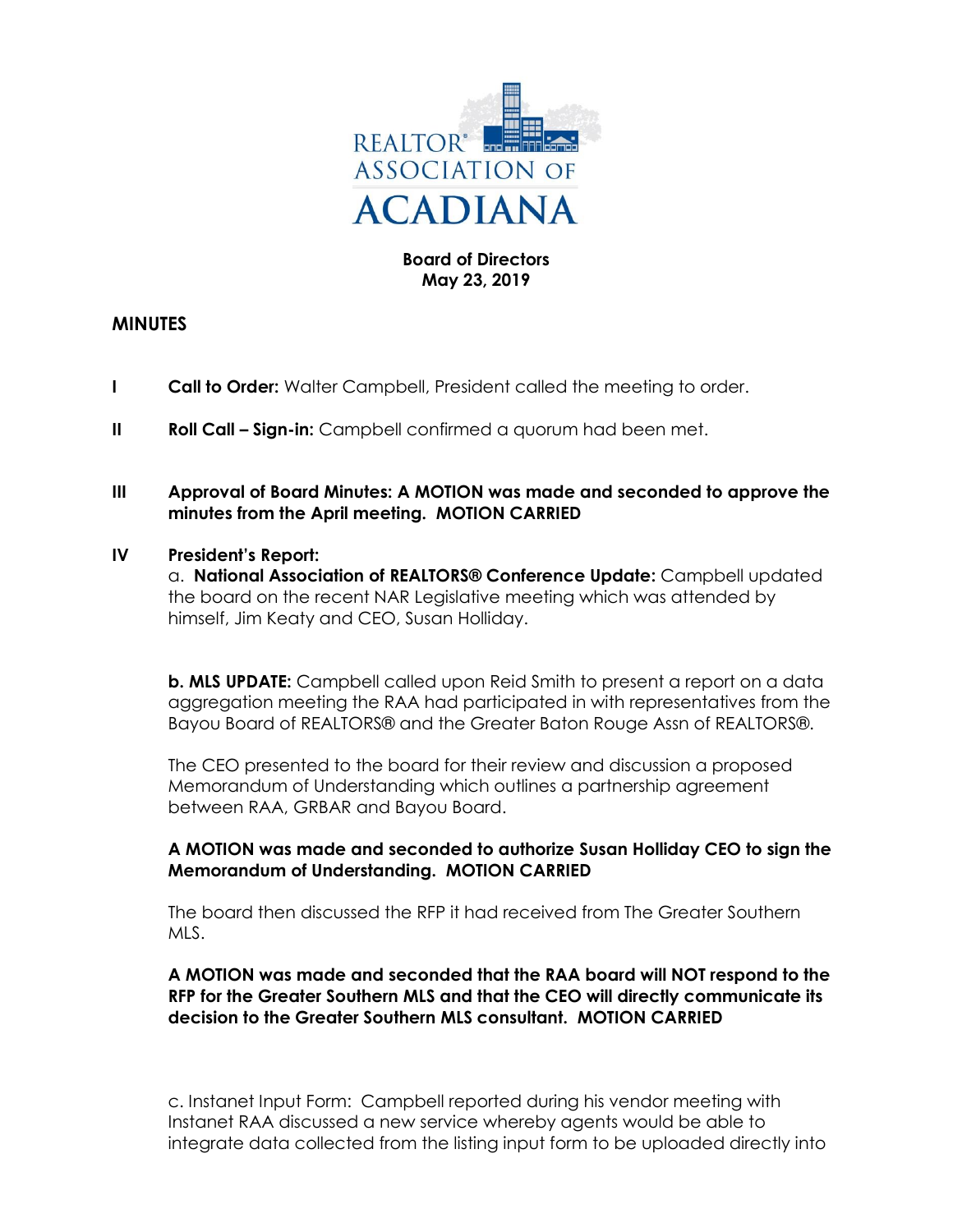**Board of Directors**
**May 23, 2019**

## MINUTES

**I** **Call to Order:** Walter Campbell, President called the meeting to order.

**II** **Roll Call – Sign-in:** Campbell confirmed a quorum had been met.

**III** **Approval of Board Minutes: A MOTION was made and seconded to approve the minutes from the April meeting. MOTION CARRIED**

**IV** **President's Report:**

a. **National Association of REALTORS® Conference Update:** Campbell updated the board on the recent NAR Legislative meeting which was attended by himself, Jim Keaty and CEO, Susan Holliday.

**b. MLS UPDATE:** Campbell called upon Reid Smith to present a report on a data aggregation meeting the RAA had participated in with representatives from the Bayou Board of REALTORS® and the Greater Baton Rouge Assn of REALTORS®.

The CEO presented to the board for their review and discussion a proposed Memorandum of Understanding which outlines a partnership agreement between RAA, GRBAR and Bayou Board.

**A MOTION was made and seconded to authorize Susan Holliday CEO to sign the Memorandum of Understanding. MOTION CARRIED**

The board then discussed the RFP it had received from The Greater Southern MLS.

**A MOTION was made and seconded that the RAA board will NOT respond to the RFP for the Greater Southern MLS and that the CEO will directly communicate its decision to the Greater Southern MLS consultant. MOTION CARRIED**

c. Instanet Input Form: Campbell reported during his vendor meeting with Instanet RAA discussed a new service whereby agents would be able to integrate data collected from the listing input form to be uploaded directly into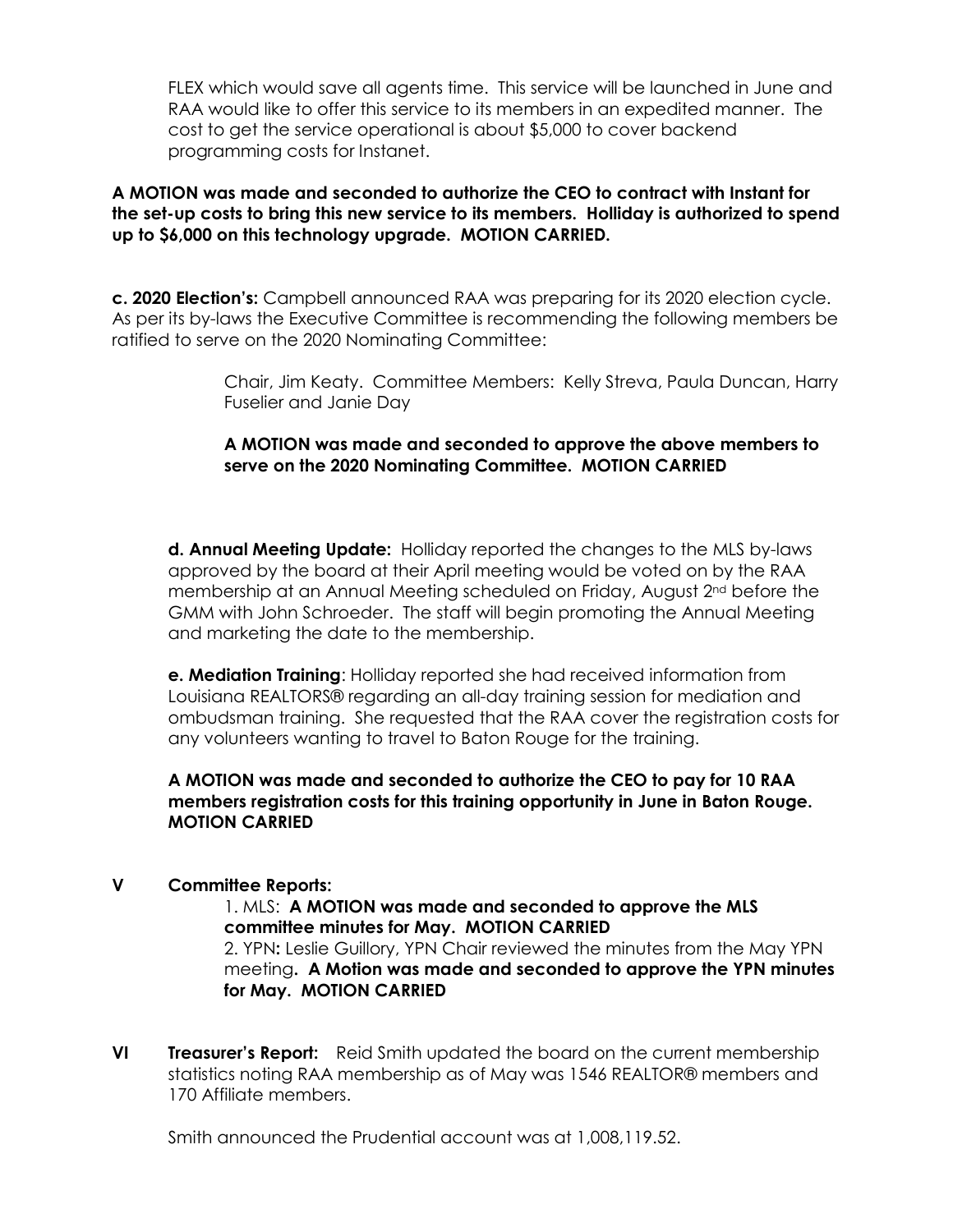FLEX which would save all agents time. This service will be launched in June and RAA would like to offer this service to its members in an expedited manner. The cost to get the service operational is about $5,000 to cover backend programming costs for Instanet.

**A MOTION was made and seconded to authorize the CEO to contract with Instant for the set-up costs to bring this new service to its members. Holliday is authorized to spend up to $6,000 on this technology upgrade. MOTION CARRIED.**

**c. 2020 Election's:** Campbell announced RAA was preparing for its 2020 election cycle. As per its by-laws the Executive Committee is recommending the following members be ratified to serve on the 2020 Nominating Committee:

> Chair, Jim Keaty. Committee Members: Kelly Streva, Paula Duncan, Harry Fuselier and Janie Day
>
> **A MOTION was made and seconded to approve the above members to serve on the 2020 Nominating Committee. MOTION CARRIED**

**d. Annual Meeting Update:** Holliday reported the changes to the MLS by-laws approved by the board at their April meeting would be voted on by the RAA membership at an Annual Meeting scheduled on Friday, August 2nd before the GMM with John Schroeder. The staff will begin promoting the Annual Meeting and marketing the date to the membership.

**e. Mediation Training**: Holliday reported she had received information from Louisiana REALTORS® regarding an all-day training session for mediation and ombudsman training. She requested that the RAA cover the registration costs for any volunteers wanting to travel to Baton Rouge for the training.

**A MOTION was made and seconded to authorize the CEO to pay for 10 RAA members registration costs for this training opportunity in June in Baton Rouge. MOTION CARRIED**

## V Committee Reports:

1. MLS: **A MOTION was made and seconded to approve the MLS committee minutes for May. MOTION CARRIED**
2. YPN**:** Leslie Guillory, YPN Chair reviewed the minutes from the May YPN meeting**. A Motion was made and seconded to approve the YPN minutes for May. MOTION CARRIED**

## VI Treasurer's Report:

Reid Smith updated the board on the current membership statistics noting RAA membership as of May was 1546 REALTOR® members and 170 Affiliate members.

Smith announced the Prudential account was at 1,008,119.52.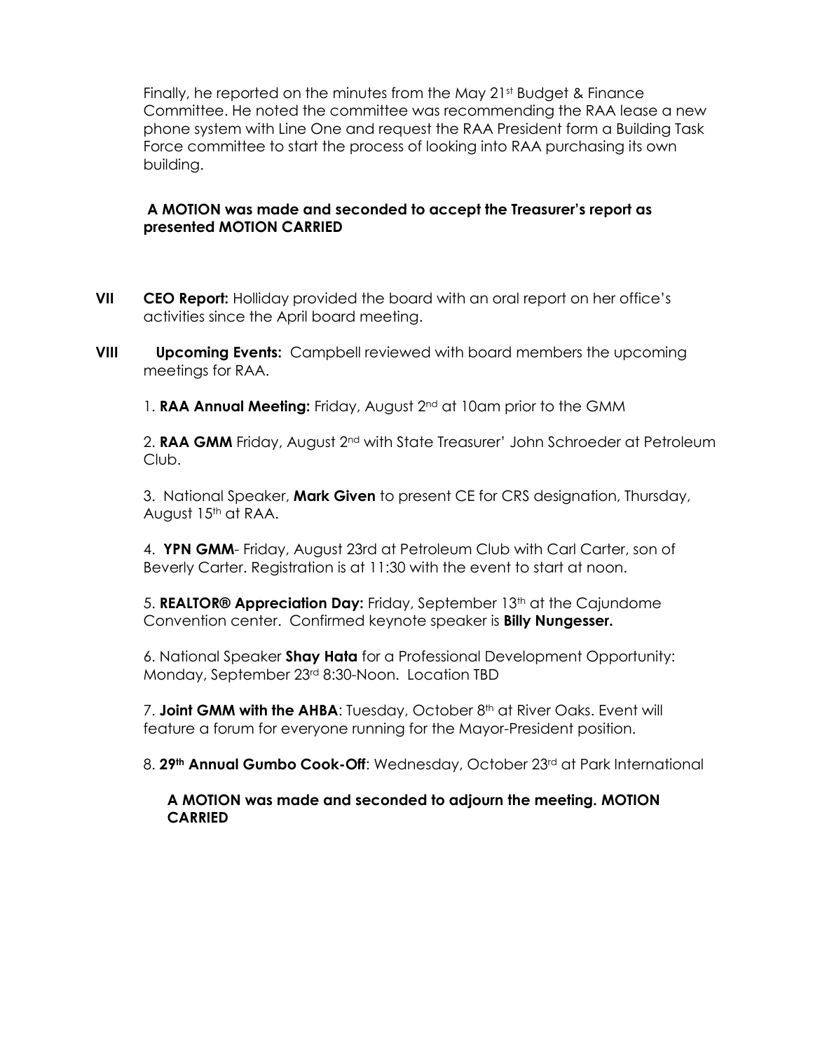Finally, he reported on the minutes from the May 21st Budget & Finance Committee. He noted the committee was recommending the RAA lease a new phone system with Line One and request the RAA President form a Building Task Force committee to start the process of looking into RAA purchasing its own building.

**A MOTION was made and seconded to accept the Treasurer's report as presented MOTION CARRIED**

**VII** **CEO Report:** Holliday provided the board with an oral report on her office's activities since the April board meeting.

**VIII** **Upcoming Events:** Campbell reviewed with board members the upcoming meetings for RAA.

1. **RAA Annual Meeting:** Friday, August 2nd at 10am prior to the GMM

2. **RAA GMM** Friday, August 2nd with State Treasurer' John Schroeder at Petroleum Club.

3. National Speaker, **Mark Given** to present CE for CRS designation, Thursday, August 15th at RAA.

4. **YPN GMM**- Friday, August 23rd at Petroleum Club with Carl Carter, son of Beverly Carter. Registration is at 11:30 with the event to start at noon.

5. **REALTOR® Appreciation Day:** Friday, September 13th at the Cajundome Convention center. Confirmed keynote speaker is **Billy Nungesser.**

6. National Speaker **Shay Hata** for a Professional Development Opportunity: Monday, September 23rd 8:30-Noon. Location TBD

7. **Joint GMM with the AHBA**: Tuesday, October 8th at River Oaks. Event will feature a forum for everyone running for the Mayor-President position.

8. **29th Annual Gumbo Cook-Off**: Wednesday, October 23rd at Park International

**A MOTION was made and seconded to adjourn the meeting. MOTION CARRIED**